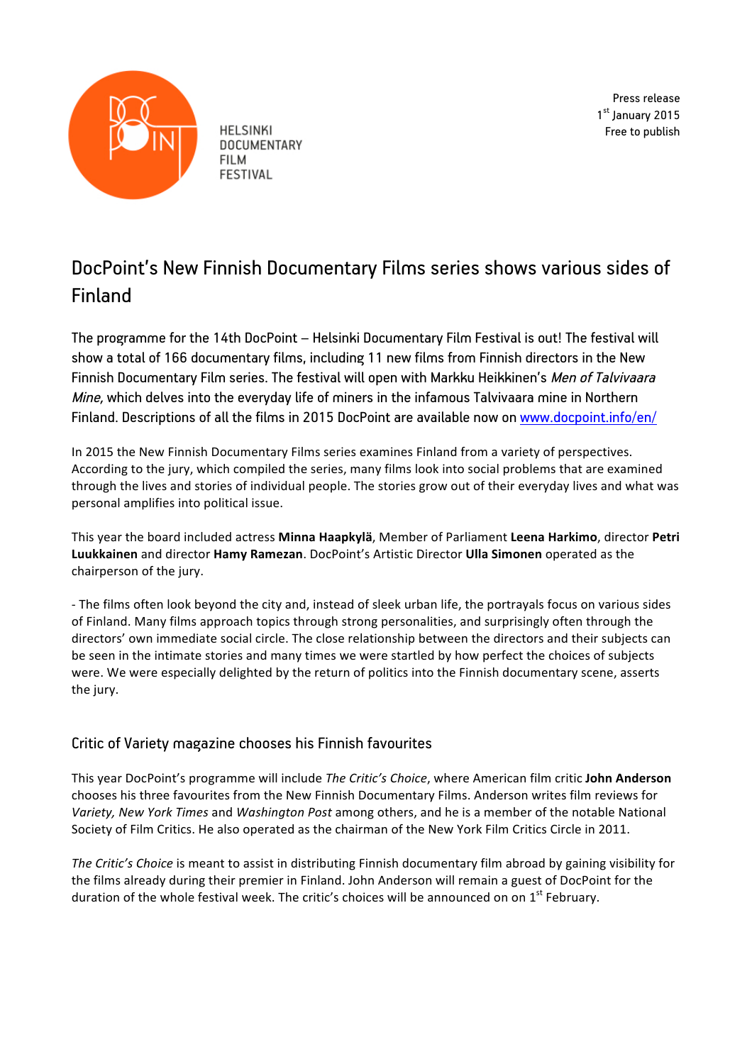HELSINKI DOCUMENTARY FILM FESTIVAL

Press release
1st January 2015
Free to publish

# DocPoint's New Finnish Documentary Films series shows various sides of Finland

The programme for the 14th DocPoint – Helsinki Documentary Film Festival is out! The festival will show a total of 166 documentary films, including 11 new films from Finnish directors in the New Finnish Documentary Film series. The festival will open with Markku Heikkinen's *Men of Talvivaara Mine*, which delves into the everyday life of miners in the infamous Talvivaara mine in Northern Finland. Descriptions of all the films in 2015 DocPoint are available now on www.docpoint.info/en/

In 2015 the New Finnish Documentary Films series examines Finland from a variety of perspectives. According to the jury, which compiled the series, many films look into social problems that are examined through the lives and stories of individual people. The stories grow out of their everyday lives and what was personal amplifies into political issue.

This year the board included actress **Minna Haapkylä**, Member of Parliament **Leena Harkimo**, director **Petri Luukkainen** and director **Hamy Ramezan**. DocPoint's Artistic Director **Ulla Simonen** operated as the chairperson of the jury.

- The films often look beyond the city and, instead of sleek urban life, the portrayals focus on various sides of Finland. Many films approach topics through strong personalities, and surprisingly often through the directors' own immediate social circle. The close relationship between the directors and their subjects can be seen in the intimate stories and many times we were startled by how perfect the choices of subjects were. We were especially delighted by the return of politics into the Finnish documentary scene, asserts the jury.

## Critic of Variety magazine chooses his Finnish favourites

This year DocPoint's programme will include *The Critic's Choice*, where American film critic **John Anderson** chooses his three favourites from the New Finnish Documentary Films. Anderson writes film reviews for *Variety, New York Times* and *Washington Post* among others, and he is a member of the notable National Society of Film Critics. He also operated as the chairman of the New York Film Critics Circle in 2011.

*The Critic's Choice* is meant to assist in distributing Finnish documentary film abroad by gaining visibility for the films already during their premier in Finland. John Anderson will remain a guest of DocPoint for the duration of the whole festival week. The critic's choices will be announced on on 1st February.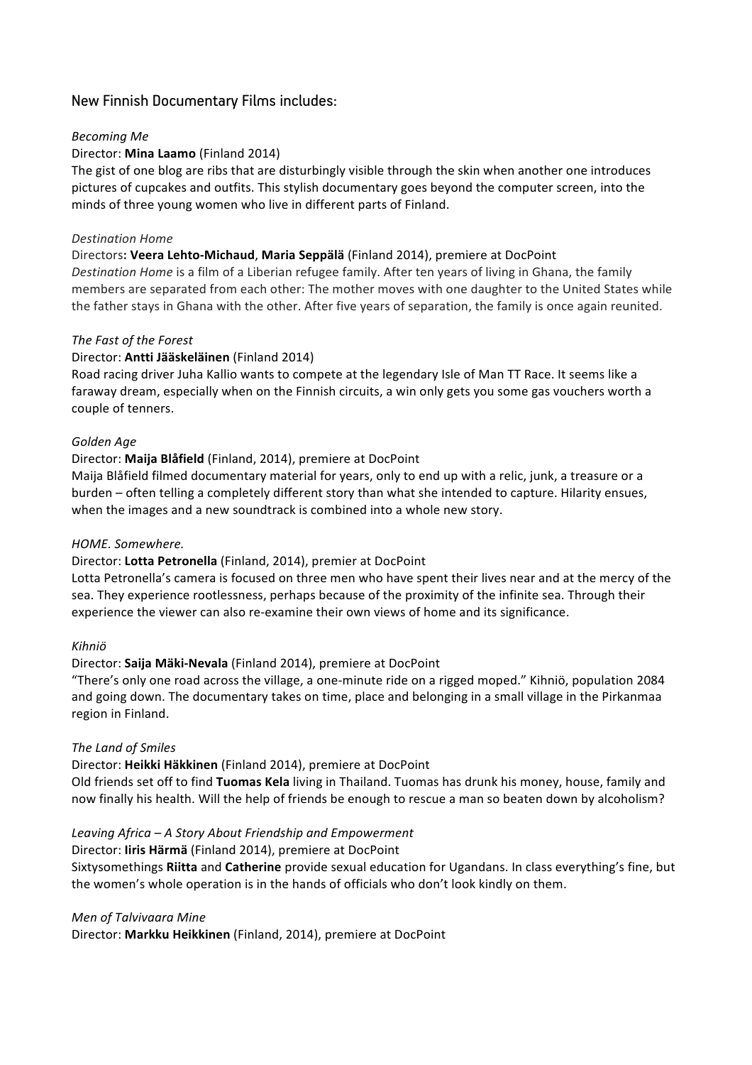## New Finnish Documentary Films includes:

*Becoming Me*

Director: **Mina Laamo** (Finland 2014)

The gist of one blog are ribs that are disturbingly visible through the skin when another one introduces pictures of cupcakes and outfits. This stylish documentary goes beyond the computer screen, into the minds of three young women who live in different parts of Finland.

*Destination Home*

Directors**: Veera Lehto-Michaud**, **Maria Seppälä** (Finland 2014), premiere at DocPoint

*Destination Home* is a film of a Liberian refugee family. After ten years of living in Ghana, the family members are separated from each other: The mother moves with one daughter to the United States while the father stays in Ghana with the other. After five years of separation, the family is once again reunited.

*The Fast of the Forest*

Director: **Antti Jääskeläinen** (Finland 2014)

Road racing driver Juha Kallio wants to compete at the legendary Isle of Man TT Race. It seems like a faraway dream, especially when on the Finnish circuits, a win only gets you some gas vouchers worth a couple of tenners.

*Golden Age*

Director: **Maija Blåfield** (Finland, 2014), premiere at DocPoint

Maija Blåfield filmed documentary material for years, only to end up with a relic, junk, a treasure or a burden – often telling a completely different story than what she intended to capture. Hilarity ensues, when the images and a new soundtrack is combined into a whole new story.

*HOME. Somewhere.*

Director: **Lotta Petronella** (Finland, 2014), premier at DocPoint

Lotta Petronella's camera is focused on three men who have spent their lives near and at the mercy of the sea. They experience rootlessness, perhaps because of the proximity of the infinite sea. Through their experience the viewer can also re-examine their own views of home and its significance.

*Kihniö*

Director: **Saija Mäki-Nevala** (Finland 2014), premiere at DocPoint

"There's only one road across the village, a one-minute ride on a rigged moped." Kihniö, population 2084 and going down. The documentary takes on time, place and belonging in a small village in the Pirkanmaa region in Finland.

*The Land of Smiles*

Director: **Heikki Häkkinen** (Finland 2014), premiere at DocPoint

Old friends set off to find **Tuomas Kela** living in Thailand. Tuomas has drunk his money, house, family and now finally his health. Will the help of friends be enough to rescue a man so beaten down by alcoholism?

*Leaving Africa – A Story About Friendship and Empowerment*

Director: **Iiris Härmä** (Finland 2014), premiere at DocPoint

Sixtysomethings **Riitta** and **Catherine** provide sexual education for Ugandans. In class everything's fine, but the women's whole operation is in the hands of officials who don't look kindly on them.

*Men of Talvivaara Mine*

Director: **Markku Heikkinen** (Finland, 2014), premiere at DocPoint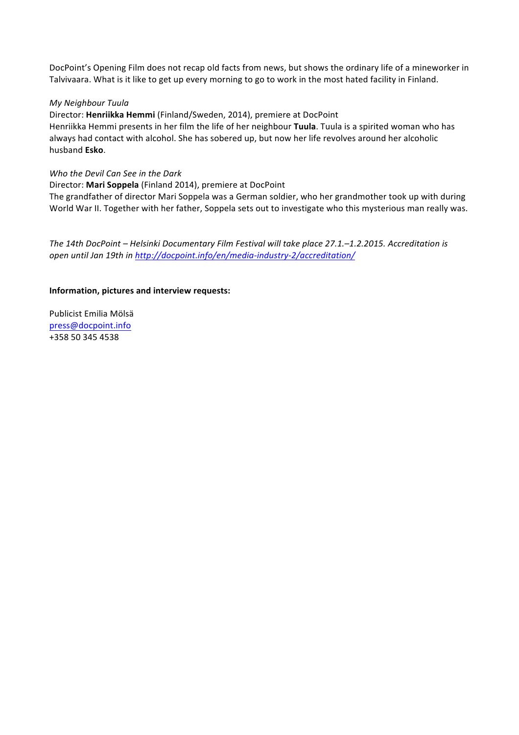DocPoint's Opening Film does not recap old facts from news, but shows the ordinary life of a mineworker in Talvivaara. What is it like to get up every morning to go to work in the most hated facility in Finland.

*My Neighbour Tuula*
Director: **Henriikka Hemmi** (Finland/Sweden, 2014), premiere at DocPoint
Henriikka Hemmi presents in her film the life of her neighbour **Tuula**. Tuula is a spirited woman who has always had contact with alcohol. She has sobered up, but now her life revolves around her alcoholic husband **Esko**.

*Who the Devil Can See in the Dark*
Director: **Mari Soppela** (Finland 2014), premiere at DocPoint
The grandfather of director Mari Soppela was a German soldier, who her grandmother took up with during World War II. Together with her father, Soppela sets out to investigate who this mysterious man really was.

*The 14th DocPoint – Helsinki Documentary Film Festival will take place 27.1.–1.2.2015. Accreditation is open until Jan 19th in http://docpoint.info/en/media-industry-2/accreditation/*

**Information, pictures and interview requests:**

Publicist Emilia Mölsä
press@docpoint.info
+358 50 345 4538